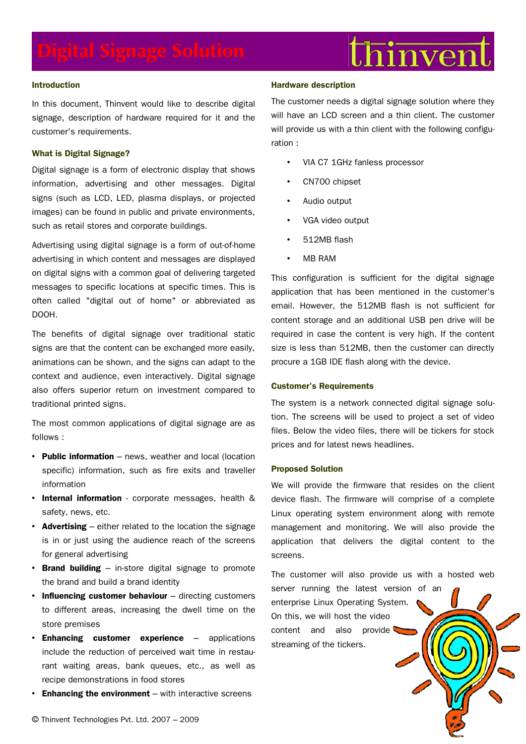# Digital Signage Solution

thinvent

## Introduction

In this document, Thinvent would like to describe digital signage, description of hardware required for it and the customer's requirements.

## What is Digital Signage?

Digital signage is a form of electronic display that shows information, advertising and other messages. Digital signs (such as LCD, LED, plasma displays, or projected images) can be found in public and private environments, such as retail stores and corporate buildings.

Advertising using digital signage is a form of out-of-home advertising in which content and messages are displayed on digital signs with a common goal of delivering targeted messages to specific locations at specific times. This is often called "digital out of home" or abbreviated as DOOH.

The benefits of digital signage over traditional static signs are that the content can be exchanged more easily, animations can be shown, and the signs can adapt to the context and audience, even interactively. Digital signage also offers superior return on investment compared to traditional printed signs.

The most common applications of digital signage are as follows :

- **Public information** – news, weather and local (location specific) information, such as fire exits and traveller information
- **Internal information** - corporate messages, health & safety, news, etc.
- **Advertising** – either related to the location the signage is in or just using the audience reach of the screens for general advertising
- **Brand building** – in-store digital signage to promote the brand and build a brand identity
- **Influencing customer behaviour** – directing customers to different areas, increasing the dwell time on the store premises
- **Enhancing customer experience** – applications include the reduction of perceived wait time in restaurant waiting areas, bank queues, etc., as well as recipe demonstrations in food stores
- **Enhancing the environment** – with interactive screens

## Hardware description

The customer needs a digital signage solution where they will have an LCD screen and a thin client. The customer will provide us with a thin client with the following configuration :

- VIA C7 1GHz fanless processor
- CN700 chipset
- Audio output
- VGA video output
- 512MB flash
- MB RAM

This configuration is sufficient for the digital signage application that has been mentioned in the customer's email. However, the 512MB flash is not sufficient for content storage and an additional USB pen drive will be required in case the content is very high. If the content size is less than 512MB, then the customer can directly procure a 1GB IDE flash along with the device.

## Customer's Requirements

The system is a network connected digital signage solution. The screens will be used to project a set of video files. Below the video files, there will be tickers for stock prices and for latest news headlines.

## Proposed Solution

We will provide the firmware that resides on the client device flash. The firmware will comprise of a complete Linux operating system environment along with remote management and monitoring. We will also provide the application that delivers the digital content to the screens.

The customer will also provide us with a hosted web server running the latest version of an enterprise Linux Operating System. On this, we will host the video content and also provide streaming of the tickers.

© Thinvent Technologies Pvt. Ltd. 2007 – 2009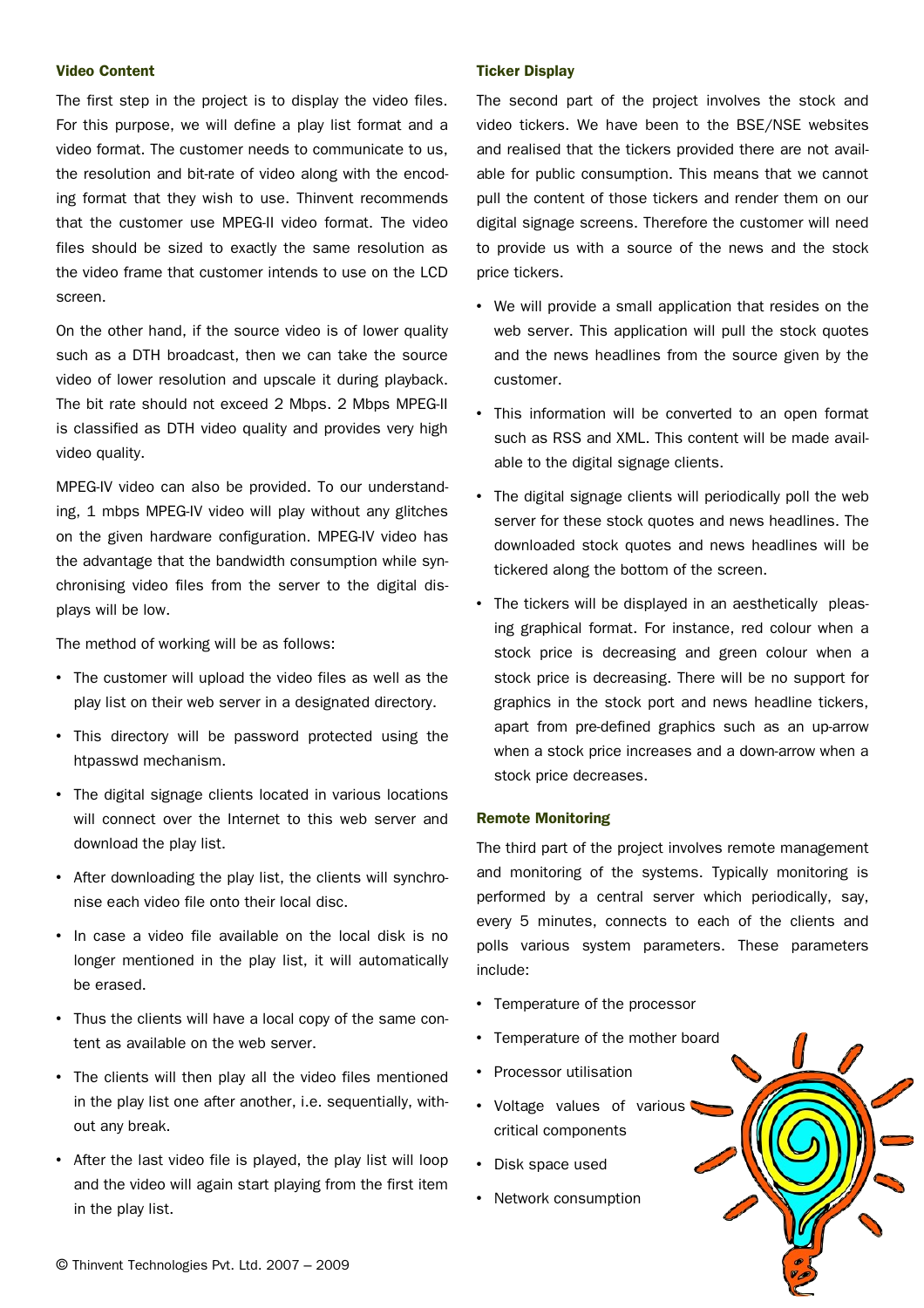### Video Content

The first step in the project is to display the video files. For this purpose, we will define a play list format and a video format. The customer needs to communicate to us, the resolution and bit-rate of video along with the encoding format that they wish to use. Thinvent recommends that the customer use MPEG-II video format. The video files should be sized to exactly the same resolution as the video frame that customer intends to use on the LCD screen.

On the other hand, if the source video is of lower quality such as a DTH broadcast, then we can take the source video of lower resolution and upscale it during playback. The bit rate should not exceed 2 Mbps. 2 Mbps MPEG-II is classified as DTH video quality and provides very high video quality.

MPEG-IV video can also be provided. To our understanding, 1 mbps MPEG-IV video will play without any glitches on the given hardware configuration. MPEG-IV video has the advantage that the bandwidth consumption while synchronising video files from the server to the digital displays will be low.

The method of working will be as follows:

- The customer will upload the video files as well as the play list on their web server in a designated directory.
- This directory will be password protected using the htpasswd mechanism.
- The digital signage clients located in various locations will connect over the Internet to this web server and download the play list.
- After downloading the play list, the clients will synchronise each video file onto their local disc.
- In case a video file available on the local disk is no longer mentioned in the play list, it will automatically be erased.
- Thus the clients will have a local copy of the same content as available on the web server.
- The clients will then play all the video files mentioned in the play list one after another, i.e. sequentially, without any break.
- After the last video file is played, the play list will loop and the video will again start playing from the first item in the play list.

### Ticker Display

The second part of the project involves the stock and video tickers. We have been to the BSE/NSE websites and realised that the tickers provided there are not available for public consumption. This means that we cannot pull the content of those tickers and render them on our digital signage screens. Therefore the customer will need to provide us with a source of the news and the stock price tickers.

- We will provide a small application that resides on the web server. This application will pull the stock quotes and the news headlines from the source given by the customer.
- This information will be converted to an open format such as RSS and XML. This content will be made available to the digital signage clients.
- The digital signage clients will periodically poll the web server for these stock quotes and news headlines. The downloaded stock quotes and news headlines will be tickered along the bottom of the screen.
- The tickers will be displayed in an aesthetically pleasing graphical format. For instance, red colour when a stock price is decreasing and green colour when a stock price is decreasing. There will be no support for graphics in the stock port and news headline tickers, apart from pre-defined graphics such as an up-arrow when a stock price increases and a down-arrow when a stock price decreases.

### Remote Monitoring

The third part of the project involves remote management and monitoring of the systems. Typically monitoring is performed by a central server which periodically, say, every 5 minutes, connects to each of the clients and polls various system parameters. These parameters include:

- Temperature of the processor
- Temperature of the mother board
- Processor utilisation
- Voltage values of various critical components
- Disk space used
- Network consumption

© Thinvent Technologies Pvt. Ltd. 2007 – 2009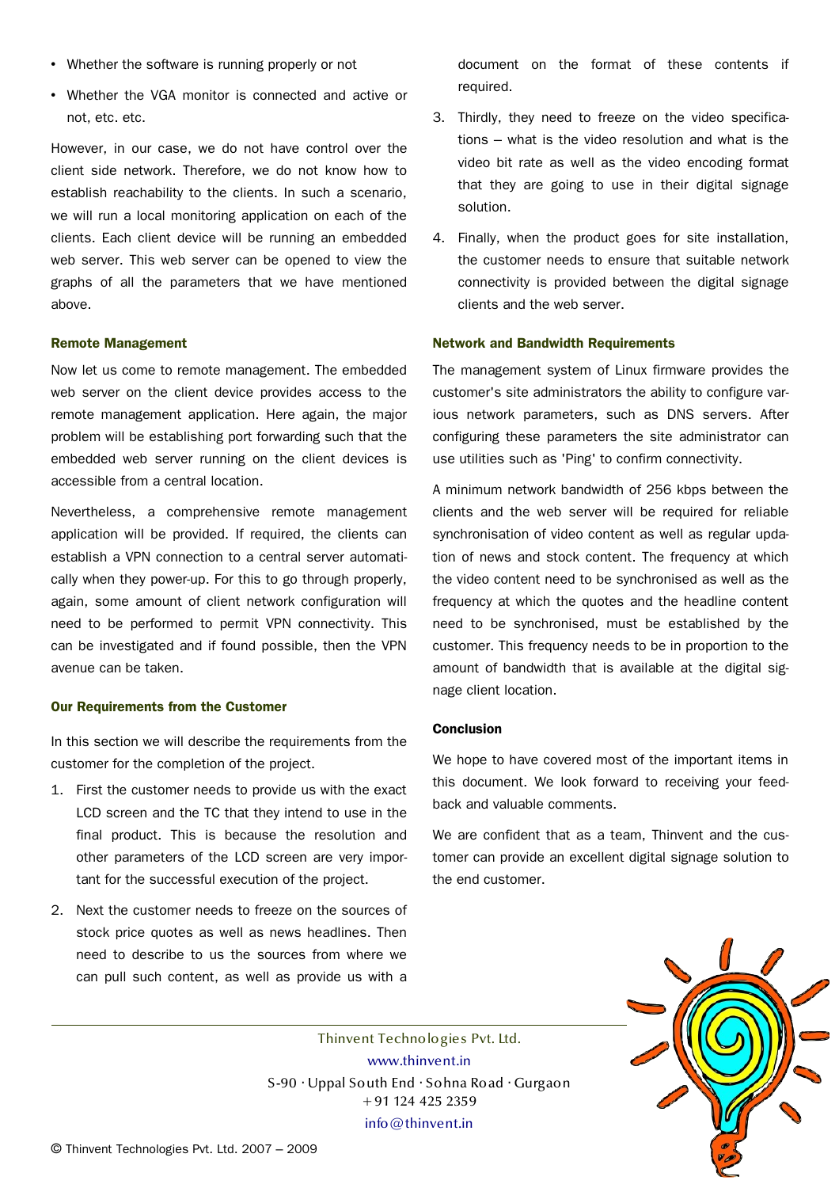- Whether the software is running properly or not
- Whether the VGA monitor is connected and active or not, etc. etc.

However, in our case, we do not have control over the client side network. Therefore, we do not know how to establish reachability to the clients. In such a scenario, we will run a local monitoring application on each of the clients. Each client device will be running an embedded web server. This web server can be opened to view the graphs of all the parameters that we have mentioned above.

#### Remote Management

Now let us come to remote management. The embedded web server on the client device provides access to the remote management application. Here again, the major problem will be establishing port forwarding such that the embedded web server running on the client devices is accessible from a central location.

Nevertheless, a comprehensive remote management application will be provided. If required, the clients can establish a VPN connection to a central server automatically when they power-up. For this to go through properly, again, some amount of client network configuration will need to be performed to permit VPN connectivity. This can be investigated and if found possible, then the VPN avenue can be taken.

#### Our Requirements from the Customer

In this section we will describe the requirements from the customer for the completion of the project.

1. First the customer needs to provide us with the exact LCD screen and the TC that they intend to use in the final product. This is because the resolution and other parameters of the LCD screen are very important for the successful execution of the project.
2. Next the customer needs to freeze on the sources of stock price quotes as well as news headlines. Then need to describe to us the sources from where we can pull such content, as well as provide us with a document on the format of these contents if required.
3. Thirdly, they need to freeze on the video specifications – what is the video resolution and what is the video bit rate as well as the video encoding format that they are going to use in their digital signage solution.
4. Finally, when the product goes for site installation, the customer needs to ensure that suitable network connectivity is provided between the digital signage clients and the web server.

#### Network and Bandwidth Requirements

The management system of Linux firmware provides the customer's site administrators the ability to configure various network parameters, such as DNS servers. After configuring these parameters the site administrator can use utilities such as 'Ping' to confirm connectivity.

A minimum network bandwidth of 256 kbps between the clients and the web server will be required for reliable synchronisation of video content as well as regular updation of news and stock content. The frequency at which the video content need to be synchronised as well as the frequency at which the quotes and the headline content need to be synchronised, must be established by the customer. This frequency needs to be in proportion to the amount of bandwidth that is available at the digital signage client location.

#### Conclusion

We hope to have covered most of the important items in this document. We look forward to receiving your feedback and valuable comments.

We are confident that as a team, Thinvent and the customer can provide an excellent digital signage solution to the end customer.

Thinvent Technologies Pvt. Ltd.
www.thinvent.in
S-90 · Uppal South End · Sohna Road · Gurgaon
+91 124 425 2359
info@thinvent.in

© Thinvent Technologies Pvt. Ltd. 2007 – 2009